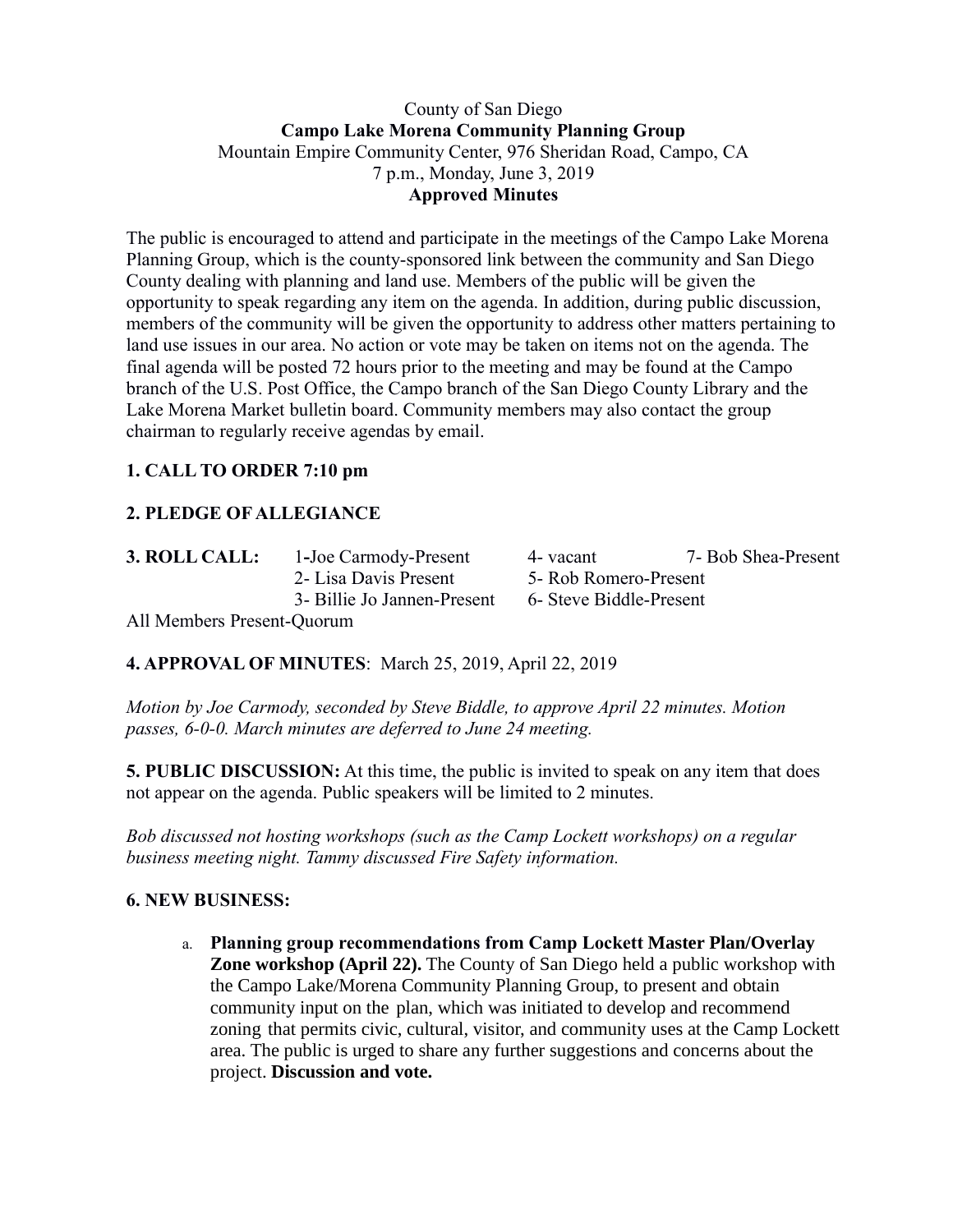County of San Diego
**Campo Lake Morena Community Planning Group**
Mountain Empire Community Center, 976 Sheridan Road, Campo, CA
7 p.m., Monday, June 3, 2019
**Approved Minutes**

The public is encouraged to attend and participate in the meetings of the Campo Lake Morena Planning Group, which is the county-sponsored link between the community and San Diego County dealing with planning and land use. Members of the public will be given the opportunity to speak regarding any item on the agenda. In addition, during public discussion, members of the community will be given the opportunity to address other matters pertaining to land use issues in our area. No action or vote may be taken on items not on the agenda. The final agenda will be posted 72 hours prior to the meeting and may be found at the Campo branch of the U.S. Post Office, the Campo branch of the San Diego County Library and the Lake Morena Market bulletin board. Community members may also contact the group chairman to regularly receive agendas by email.

**1. CALL TO ORDER 7:10 pm**

**2. PLEDGE OF ALLEGIANCE**

**3. ROLL CALL:**

1-Joe Carmody-Present
2- Lisa Davis Present
3- Billie Jo Jannen-Present
4- vacant
5- Rob Romero-Present
6- Steve Biddle-Present
7- Bob Shea-Present

All Members Present-Quorum

**4. APPROVAL OF MINUTES**: March 25, 2019, April 22, 2019

*Motion by Joe Carmody, seconded by Steve Biddle, to approve April 22 minutes. Motion passes, 6-0-0. March minutes are deferred to June 24 meeting.*

**5. PUBLIC DISCUSSION:** At this time, the public is invited to speak on any item that does not appear on the agenda. Public speakers will be limited to 2 minutes.

*Bob discussed not hosting workshops (such as the Camp Lockett workshops) on a regular business meeting night. Tammy discussed Fire Safety information.*

**6. NEW BUSINESS:**

a. **Planning group recommendations from Camp Lockett Master Plan/Overlay Zone workshop (April 22).** The County of San Diego held a public workshop with the Campo Lake/Morena Community Planning Group, to present and obtain community input on the plan, which was initiated to develop and recommend zoning that permits civic, cultural, visitor, and community uses at the Camp Lockett area. The public is urged to share any further suggestions and concerns about the project. **Discussion and vote.**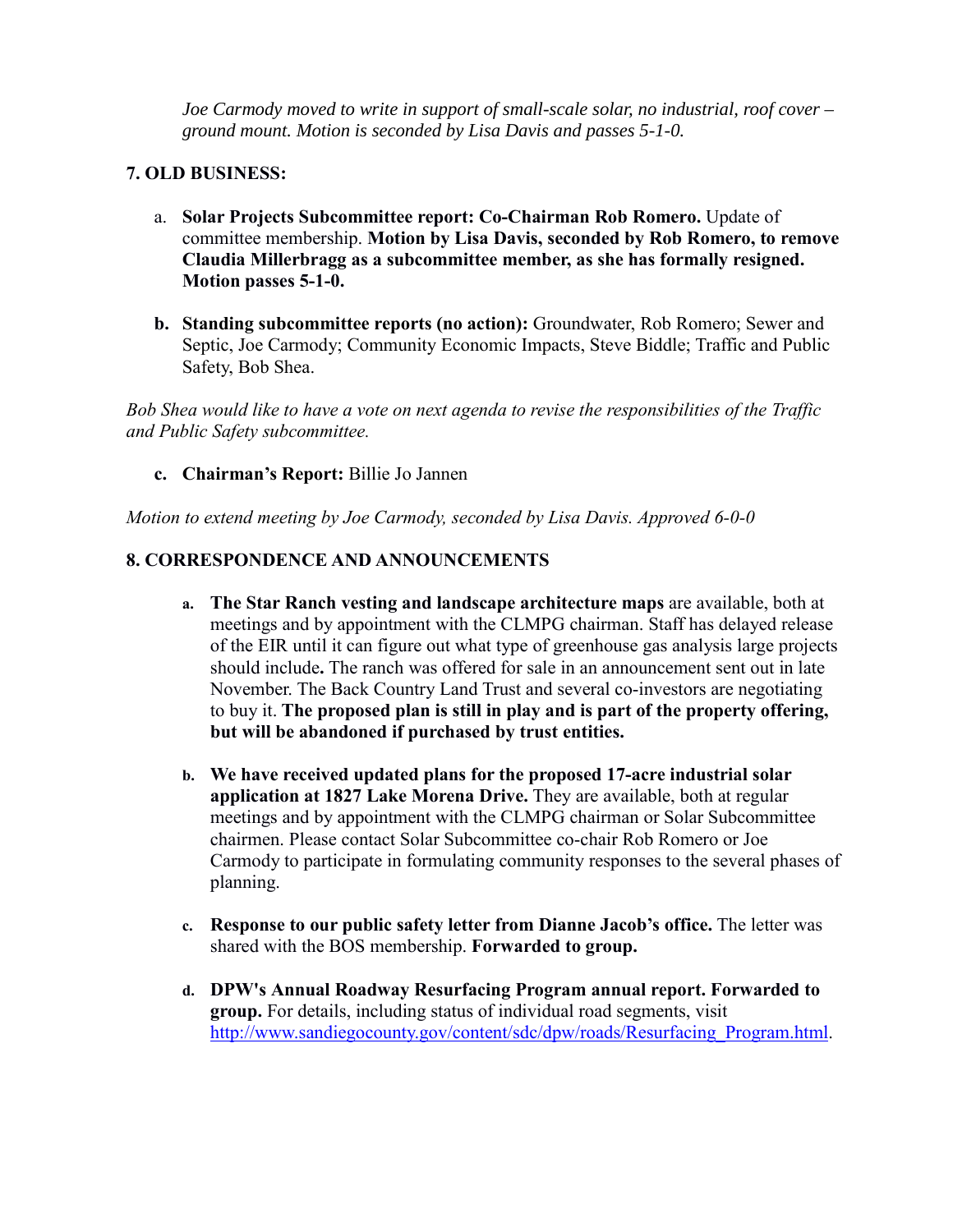*Joe Carmody moved to write in support of small-scale solar, no industrial, roof cover – ground mount. Motion is seconded by Lisa Davis and passes 5-1-0.*

## 7. OLD BUSINESS:

a. **Solar Projects Subcommittee report: Co-Chairman Rob Romero.** Update of committee membership. **Motion by Lisa Davis, seconded by Rob Romero, to remove Claudia Millerbragg as a subcommittee member, as she has formally resigned. Motion passes 5-1-0.**

b. **Standing subcommittee reports (no action):** Groundwater, Rob Romero; Sewer and Septic, Joe Carmody; Community Economic Impacts, Steve Biddle; Traffic and Public Safety, Bob Shea.

*Bob Shea would like to have a vote on next agenda to revise the responsibilities of the Traffic and Public Safety subcommittee.*

c. **Chairman's Report:** Billie Jo Jannen

*Motion to extend meeting by Joe Carmody, seconded by Lisa Davis. Approved 6-0-0*

## 8. CORRESPONDENCE AND ANNOUNCEMENTS

a. **The Star Ranch vesting and landscape architecture maps** are available, both at meetings and by appointment with the CLMPG chairman. Staff has delayed release of the EIR until it can figure out what type of greenhouse gas analysis large projects should include**.** The ranch was offered for sale in an announcement sent out in late November. The Back Country Land Trust and several co-investors are negotiating to buy it. **The proposed plan is still in play and is part of the property offering, but will be abandoned if purchased by trust entities.**

b. **We have received updated plans for the proposed 17-acre industrial solar application at 1827 Lake Morena Drive.** They are available, both at regular meetings and by appointment with the CLMPG chairman or Solar Subcommittee chairmen. Please contact Solar Subcommittee co-chair Rob Romero or Joe Carmody to participate in formulating community responses to the several phases of planning.

c. **Response to our public safety letter from Dianne Jacob's office.** The letter was shared with the BOS membership. **Forwarded to group.**

d. **DPW's Annual Roadway Resurfacing Program annual report. Forwarded to group.** For details, including status of individual road segments, visit http://www.sandiegocounty.gov/content/sdc/dpw/roads/Resurfacing_Program.html.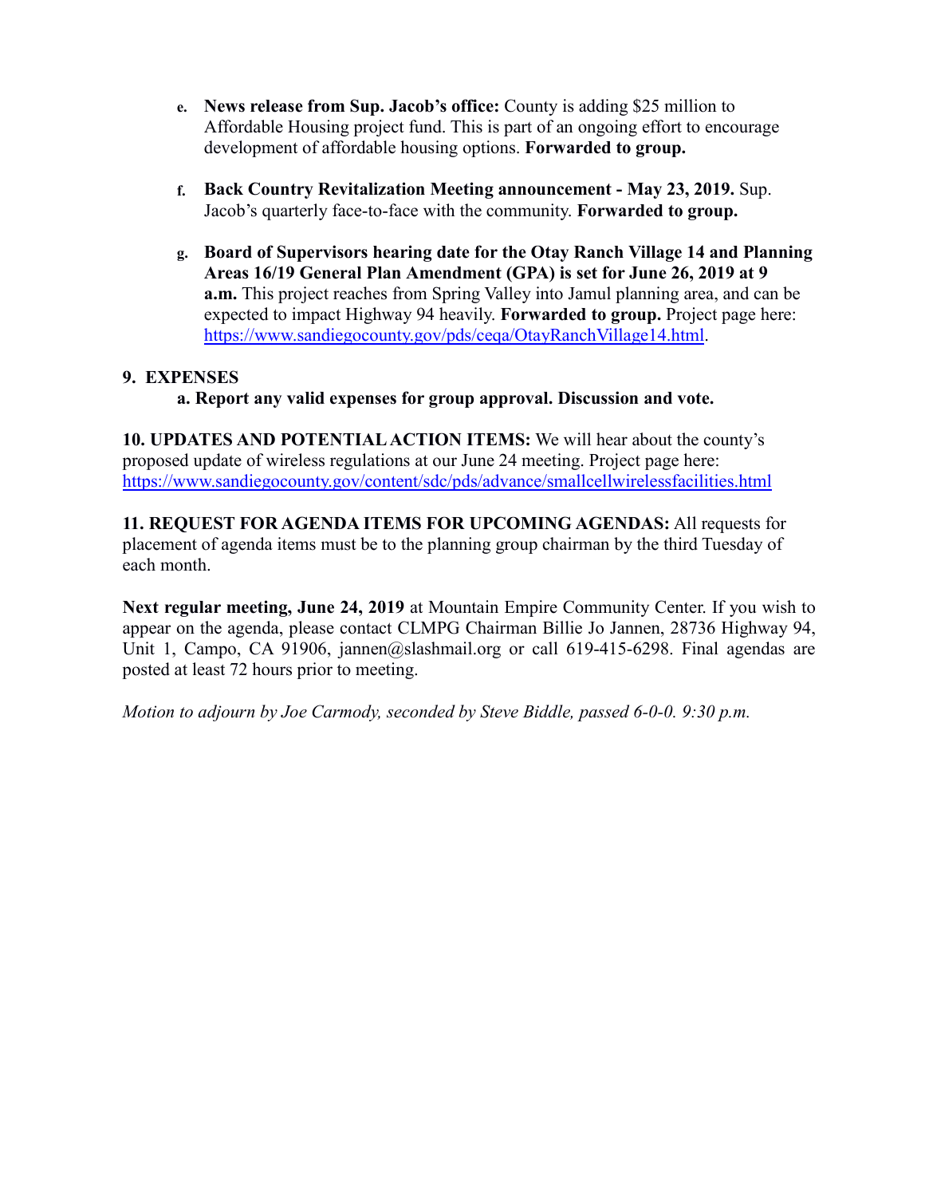e. **News release from Sup. Jacob's office:** County is adding $25 million to Affordable Housing project fund. This is part of an ongoing effort to encourage development of affordable housing options. **Forwarded to group.**

f. **Back Country Revitalization Meeting announcement - May 23, 2019.** Sup. Jacob's quarterly face-to-face with the community. **Forwarded to group.**

g. **Board of Supervisors hearing date for the Otay Ranch Village 14 and Planning Areas 16/19 General Plan Amendment (GPA) is set for June 26, 2019 at 9 a.m.** This project reaches from Spring Valley into Jamul planning area, and can be expected to impact Highway 94 heavily. **Forwarded to group.** Project page here: https://www.sandiegocounty.gov/pds/ceqa/OtayRanchVillage14.html.

**9. EXPENSES**

**a. Report any valid expenses for group approval. Discussion and vote.**

**10. UPDATES AND POTENTIAL ACTION ITEMS:** We will hear about the county's proposed update of wireless regulations at our June 24 meeting. Project page here: https://www.sandiegocounty.gov/content/sdc/pds/advance/smallcellwirelessfacilities.html

**11. REQUEST FOR AGENDA ITEMS FOR UPCOMING AGENDAS:** All requests for placement of agenda items must be to the planning group chairman by the third Tuesday of each month.

**Next regular meeting, June 24, 2019** at Mountain Empire Community Center. If you wish to appear on the agenda, please contact CLMPG Chairman Billie Jo Jannen, 28736 Highway 94, Unit 1, Campo, CA 91906, jannen@slashmail.org or call 619-415-6298. Final agendas are posted at least 72 hours prior to meeting.

*Motion to adjourn by Joe Carmody, seconded by Steve Biddle, passed 6-0-0. 9:30 p.m.*